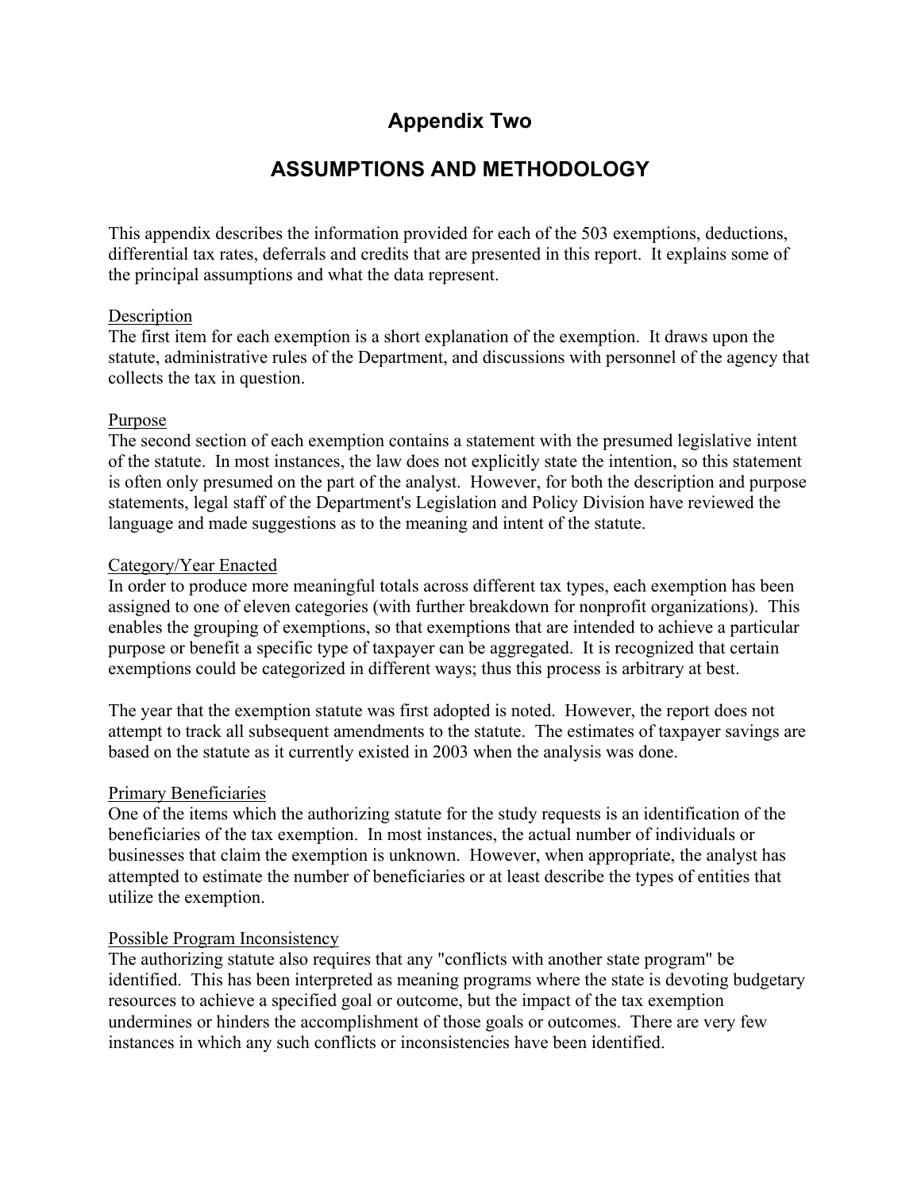# Appendix Two

## ASSUMPTIONS AND METHODOLOGY

This appendix describes the information provided for each of the 503 exemptions, deductions, differential tax rates, deferrals and credits that are presented in this report. It explains some of the principal assumptions and what the data represent.

Description

The first item for each exemption is a short explanation of the exemption. It draws upon the statute, administrative rules of the Department, and discussions with personnel of the agency that collects the tax in question.

Purpose

The second section of each exemption contains a statement with the presumed legislative intent of the statute. In most instances, the law does not explicitly state the intention, so this statement is often only presumed on the part of the analyst. However, for both the description and purpose statements, legal staff of the Department's Legislation and Policy Division have reviewed the language and made suggestions as to the meaning and intent of the statute.

Category/Year Enacted

In order to produce more meaningful totals across different tax types, each exemption has been assigned to one of eleven categories (with further breakdown for nonprofit organizations). This enables the grouping of exemptions, so that exemptions that are intended to achieve a particular purpose or benefit a specific type of taxpayer can be aggregated. It is recognized that certain exemptions could be categorized in different ways; thus this process is arbitrary at best.

The year that the exemption statute was first adopted is noted. However, the report does not attempt to track all subsequent amendments to the statute. The estimates of taxpayer savings are based on the statute as it currently existed in 2003 when the analysis was done.

Primary Beneficiaries

One of the items which the authorizing statute for the study requests is an identification of the beneficiaries of the tax exemption. In most instances, the actual number of individuals or businesses that claim the exemption is unknown. However, when appropriate, the analyst has attempted to estimate the number of beneficiaries or at least describe the types of entities that utilize the exemption.

Possible Program Inconsistency

The authorizing statute also requires that any "conflicts with another state program" be identified. This has been interpreted as meaning programs where the state is devoting budgetary resources to achieve a specified goal or outcome, but the impact of the tax exemption undermines or hinders the accomplishment of those goals or outcomes. There are very few instances in which any such conflicts or inconsistencies have been identified.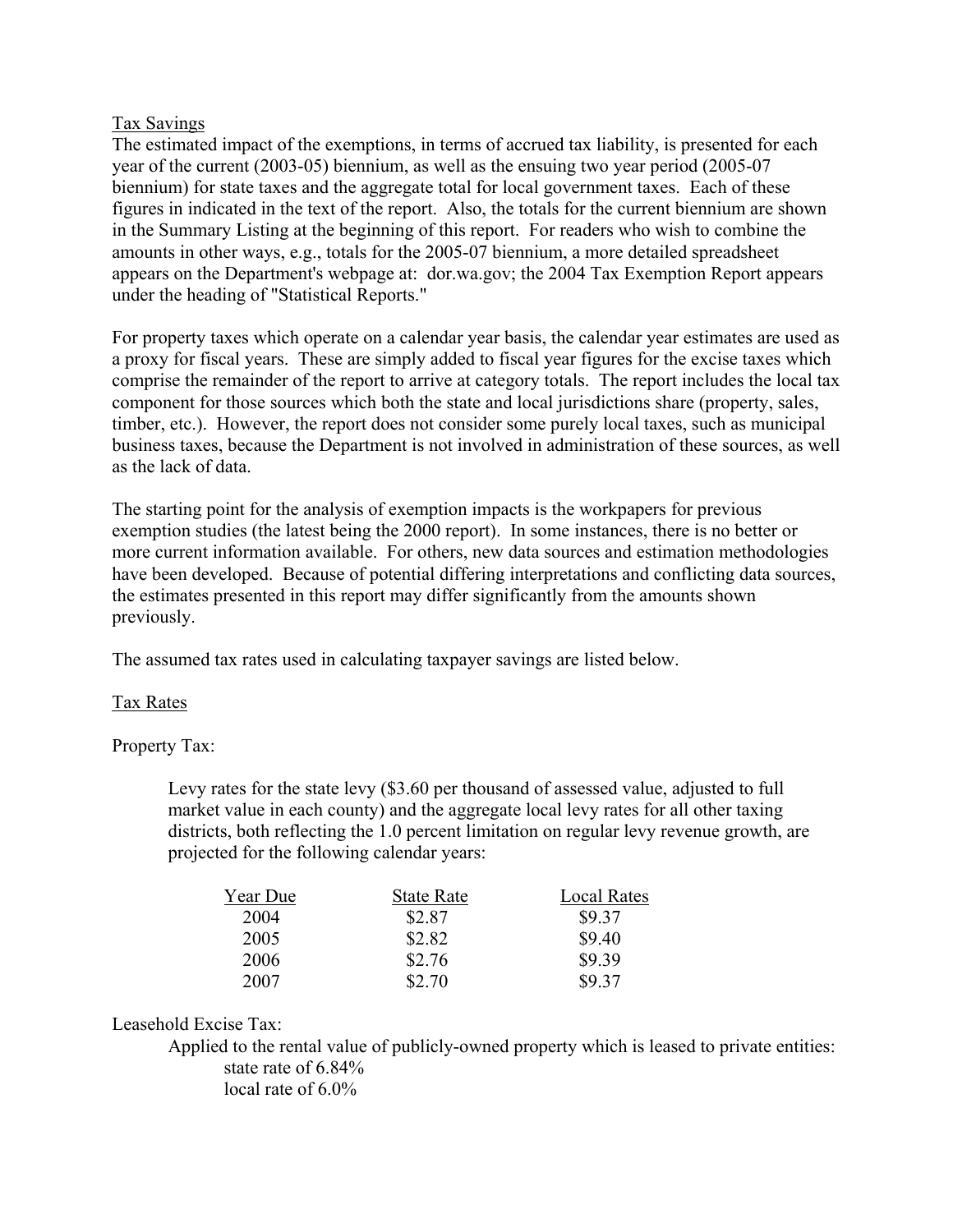## Tax Savings

The estimated impact of the exemptions, in terms of accrued tax liability, is presented for each year of the current (2003-05) biennium, as well as the ensuing two year period (2005-07 biennium) for state taxes and the aggregate total for local government taxes. Each of these figures in indicated in the text of the report. Also, the totals for the current biennium are shown in the Summary Listing at the beginning of this report. For readers who wish to combine the amounts in other ways, e.g., totals for the 2005-07 biennium, a more detailed spreadsheet appears on the Department's webpage at: dor.wa.gov; the 2004 Tax Exemption Report appears under the heading of "Statistical Reports."

For property taxes which operate on a calendar year basis, the calendar year estimates are used as a proxy for fiscal years. These are simply added to fiscal year figures for the excise taxes which comprise the remainder of the report to arrive at category totals. The report includes the local tax component for those sources which both the state and local jurisdictions share (property, sales, timber, etc.). However, the report does not consider some purely local taxes, such as municipal business taxes, because the Department is not involved in administration of these sources, as well as the lack of data.

The starting point for the analysis of exemption impacts is the workpapers for previous exemption studies (the latest being the 2000 report). In some instances, there is no better or more current information available. For others, new data sources and estimation methodologies have been developed. Because of potential differing interpretations and conflicting data sources, the estimates presented in this report may differ significantly from the amounts shown previously.

The assumed tax rates used in calculating taxpayer savings are listed below.

## Tax Rates

Property Tax:

Levy rates for the state levy ($3.60 per thousand of assessed value, adjusted to full market value in each county) and the aggregate local levy rates for all other taxing districts, both reflecting the 1.0 percent limitation on regular levy revenue growth, are projected for the following calendar years:

| Year Due | State Rate | Local Rates |
|---|---|---|
| 2004 | $2.87 | $9.37 |
| 2005 | $2.82 | $9.40 |
| 2006 | $2.76 | $9.39 |
| 2007 | $2.70 | $9.37 |

Leasehold Excise Tax:

Applied to the rental value of publicly-owned property which is leased to private entities:
- state rate of 6.84%
- local rate of 6.0%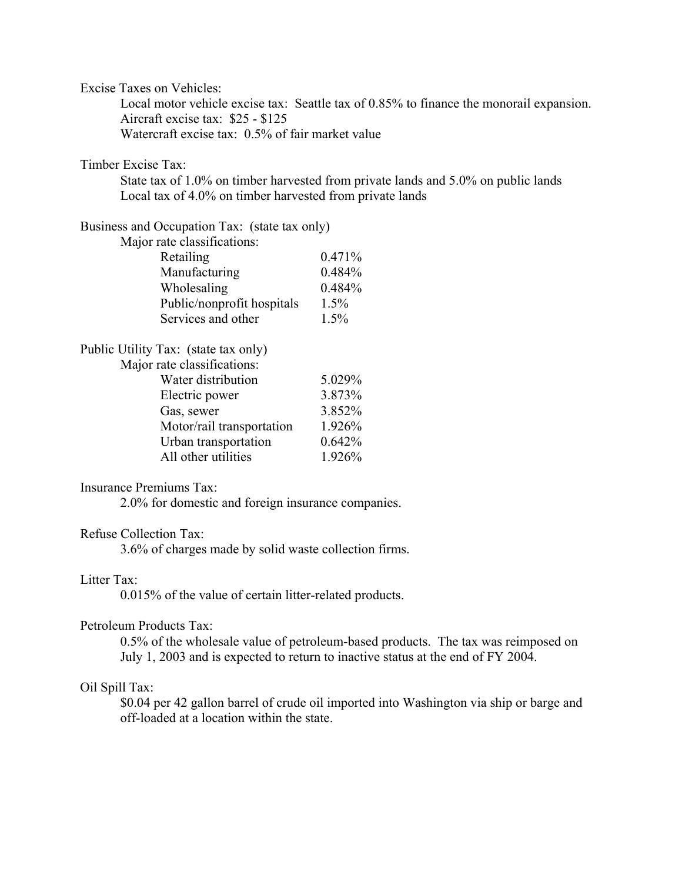Excise Taxes on Vehicles:

Local motor vehicle excise tax: Seattle tax of 0.85% to finance the monorail expansion.
Aircraft excise tax: $25 - $125
Watercraft excise tax: 0.5% of fair market value

Timber Excise Tax:

State tax of 1.0% on timber harvested from private lands and 5.0% on public lands
Local tax of 4.0% on timber harvested from private lands

Business and Occupation Tax: (state tax only)

Major rate classifications:

| Classification | Rate |
|---|---|
| Retailing | 0.471% |
| Manufacturing | 0.484% |
| Wholesaling | 0.484% |
| Public/nonprofit hospitals | 1.5% |
| Services and other | 1.5% |

Public Utility Tax: (state tax only)

Major rate classifications:

| Classification | Rate |
|---|---|
| Water distribution | 5.029% |
| Electric power | 3.873% |
| Gas, sewer | 3.852% |
| Motor/rail transportation | 1.926% |
| Urban transportation | 0.642% |
| All other utilities | 1.926% |

Insurance Premiums Tax:

2.0% for domestic and foreign insurance companies.

Refuse Collection Tax:

3.6% of charges made by solid waste collection firms.

Litter Tax:

0.015% of the value of certain litter-related products.

Petroleum Products Tax:

0.5% of the wholesale value of petroleum-based products. The tax was reimposed on July 1, 2003 and is expected to return to inactive status at the end of FY 2004.

Oil Spill Tax:

$0.04 per 42 gallon barrel of crude oil imported into Washington via ship or barge and off-loaded at a location within the state.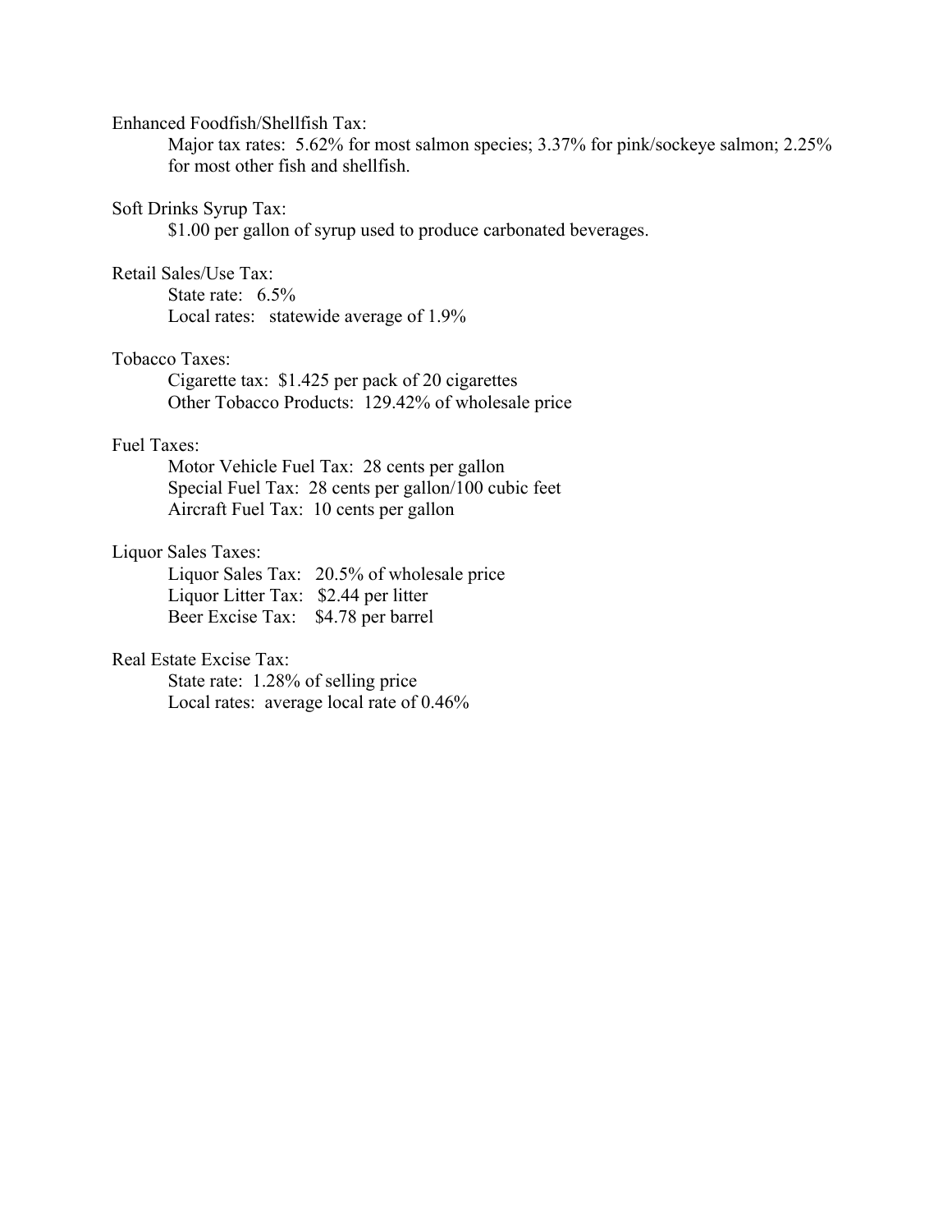Enhanced Foodfish/Shellfish Tax:

Major tax rates: 5.62% for most salmon species; 3.37% for pink/sockeye salmon; 2.25% for most other fish and shellfish.

Soft Drinks Syrup Tax:

$1.00 per gallon of syrup used to produce carbonated beverages.

Retail Sales/Use Tax:

State rate: 6.5%
Local rates: statewide average of 1.9%

Tobacco Taxes:

Cigarette tax: $1.425 per pack of 20 cigarettes
Other Tobacco Products: 129.42% of wholesale price

Fuel Taxes:

Motor Vehicle Fuel Tax: 28 cents per gallon
Special Fuel Tax: 28 cents per gallon/100 cubic feet
Aircraft Fuel Tax: 10 cents per gallon

Liquor Sales Taxes:

Liquor Sales Tax: 20.5% of wholesale price
Liquor Litter Tax: $2.44 per litter
Beer Excise Tax: $4.78 per barrel

Real Estate Excise Tax:

State rate: 1.28% of selling price
Local rates: average local rate of 0.46%